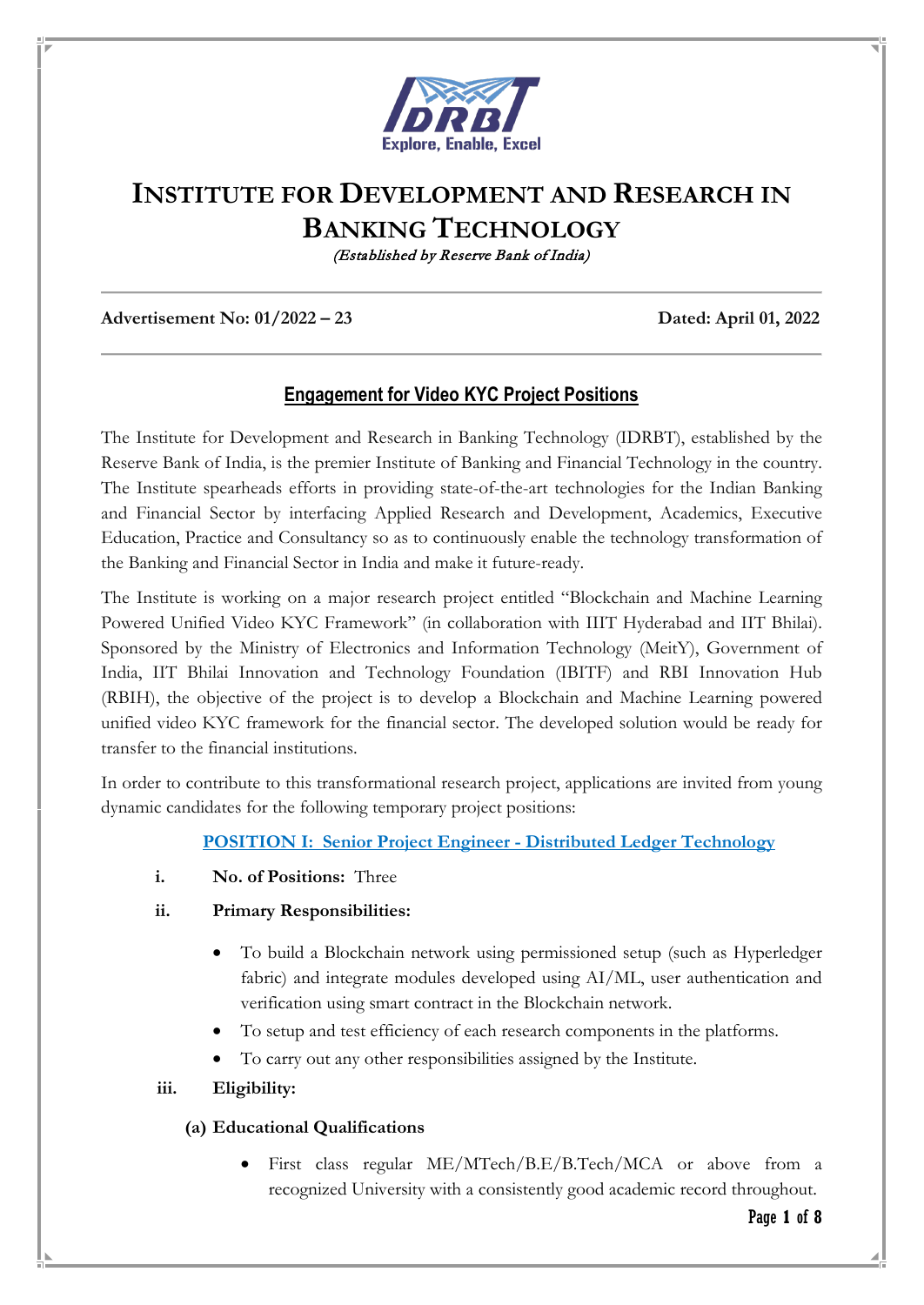# INSTITUTE FOR DEVELOPMENT AND RESEARCH IN BANKING TECHNOLOGY

*(Established by Reserve Bank of India)*

**Advertisement No: 01/2022 – 23** **Dated: April 01, 2022**

## Engagement for Video KYC Project Positions

The Institute for Development and Research in Banking Technology (IDRBT), established by the Reserve Bank of India, is the premier Institute of Banking and Financial Technology in the country. The Institute spearheads efforts in providing state-of-the-art technologies for the Indian Banking and Financial Sector by interfacing Applied Research and Development, Academics, Executive Education, Practice and Consultancy so as to continuously enable the technology transformation of the Banking and Financial Sector in India and make it future-ready.

The Institute is working on a major research project entitled "Blockchain and Machine Learning Powered Unified Video KYC Framework" (in collaboration with IIIT Hyderabad and IIT Bhilai). Sponsored by the Ministry of Electronics and Information Technology (MeitY), Government of India, IIT Bhilai Innovation and Technology Foundation (IBITF) and RBI Innovation Hub (RBIH), the objective of the project is to develop a Blockchain and Machine Learning powered unified video KYC framework for the financial sector. The developed solution would be ready for transfer to the financial institutions.

In order to contribute to this transformational research project, applications are invited from young dynamic candidates for the following temporary project positions:

### POSITION I: Senior Project Engineer - Distributed Ledger Technology

i. **No. of Positions:** Three

ii. **Primary Responsibilities:**

- To build a Blockchain network using permissioned setup (such as Hyperledger fabric) and integrate modules developed using AI/ML, user authentication and verification using smart contract in the Blockchain network.
- To setup and test efficiency of each research components in the platforms.
- To carry out any other responsibilities assigned by the Institute.

iii. **Eligibility:**

**(a) Educational Qualifications**

- First class regular ME/MTech/B.E/B.Tech/MCA or above from a recognized University with a consistently good academic record throughout.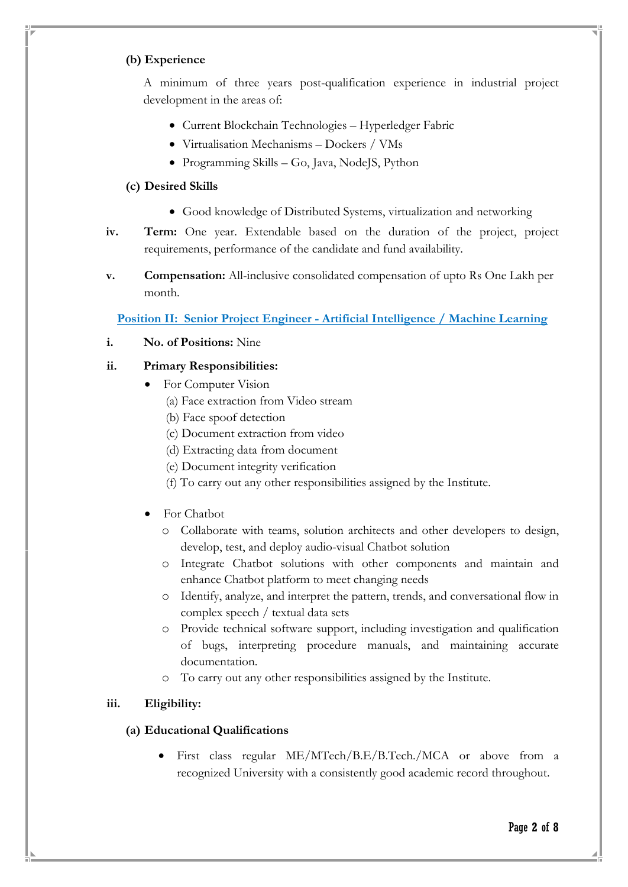**(b) Experience**

A minimum of three years post-qualification experience in industrial project development in the areas of:

- Current Blockchain Technologies – Hyperledger Fabric
- Virtualisation Mechanisms – Dockers / VMs
- Programming Skills – Go, Java, NodeJS, Python

**(c) Desired Skills**

- Good knowledge of Distributed Systems, virtualization and networking

**iv.** **Term:** One year. Extendable based on the duration of the project, project requirements, performance of the candidate and fund availability.

**v.** **Compensation:** All-inclusive consolidated compensation of upto Rs One Lakh per month.

## Position II: Senior Project Engineer - Artificial Intelligence / Machine Learning

**i.** **No. of Positions:** Nine

**ii.** **Primary Responsibilities:**

- For Computer Vision
  (a) Face extraction from Video stream
  (b) Face spoof detection
  (c) Document extraction from video
  (d) Extracting data from document
  (e) Document integrity verification
  (f) To carry out any other responsibilities assigned by the Institute.

- For Chatbot
  - Collaborate with teams, solution architects and other developers to design, develop, test, and deploy audio-visual Chatbot solution
  - Integrate Chatbot solutions with other components and maintain and enhance Chatbot platform to meet changing needs
  - Identify, analyze, and interpret the pattern, trends, and conversational flow in complex speech / textual data sets
  - Provide technical software support, including investigation and qualification of bugs, interpreting procedure manuals, and maintaining accurate documentation.
  - To carry out any other responsibilities assigned by the Institute.

**iii.** **Eligibility:**

**(a) Educational Qualifications**

- First class regular ME/MTech/B.E/B.Tech./MCA or above from a recognized University with a consistently good academic record throughout.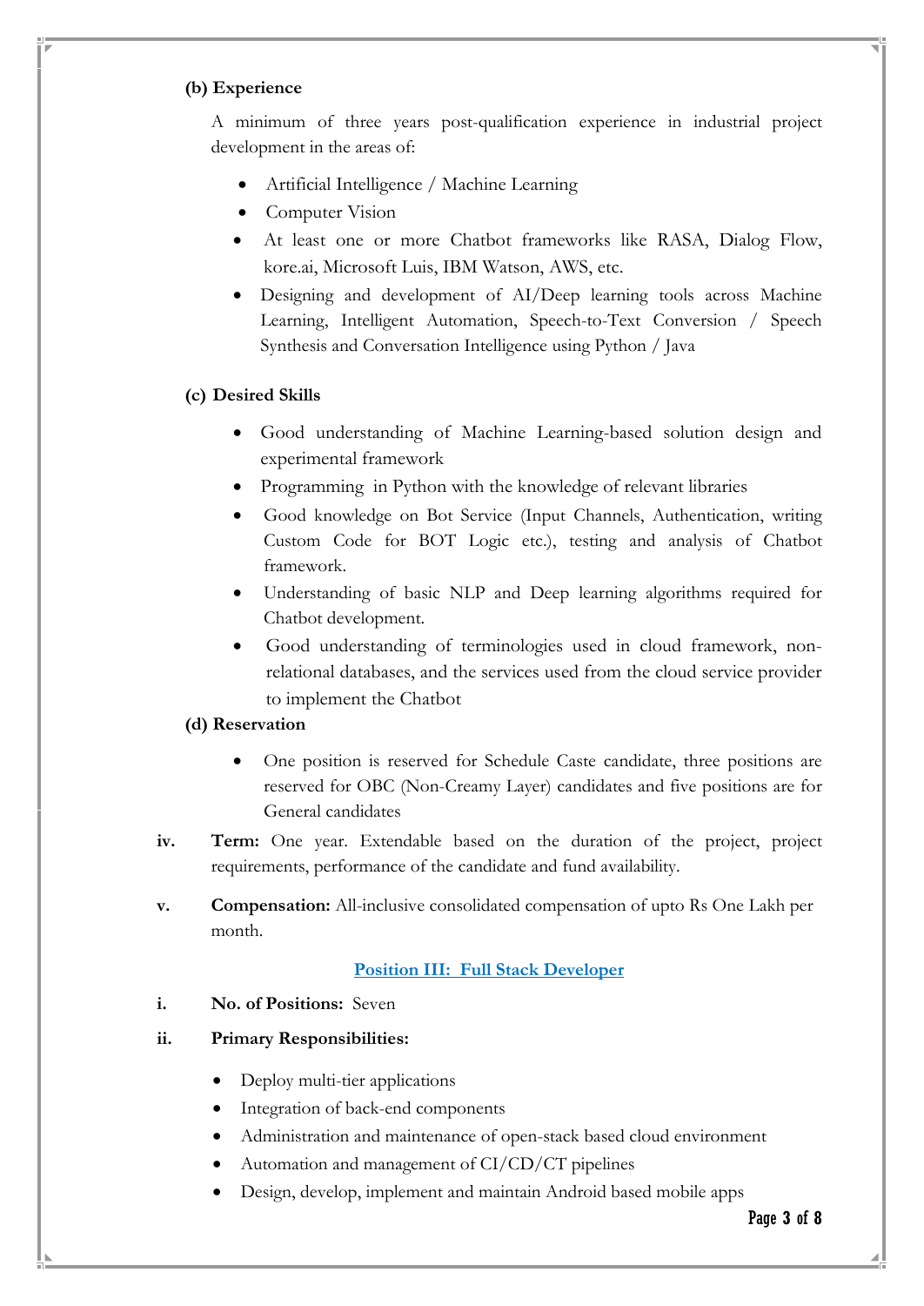**(b) Experience**

A minimum of three years post-qualification experience in industrial project development in the areas of:

- Artificial Intelligence / Machine Learning
- Computer Vision
- At least one or more Chatbot frameworks like RASA, Dialog Flow, kore.ai, Microsoft Luis, IBM Watson, AWS, etc.
- Designing and development of AI/Deep learning tools across Machine Learning, Intelligent Automation, Speech-to-Text Conversion / Speech Synthesis and Conversation Intelligence using Python / Java

**(c) Desired Skills**

- Good understanding of Machine Learning-based solution design and experimental framework
- Programming in Python with the knowledge of relevant libraries
- Good knowledge on Bot Service (Input Channels, Authentication, writing Custom Code for BOT Logic etc.), testing and analysis of Chatbot framework.
- Understanding of basic NLP and Deep learning algorithms required for Chatbot development.
- Good understanding of terminologies used in cloud framework, non-relational databases, and the services used from the cloud service provider to implement the Chatbot

**(d) Reservation**

- One position is reserved for Schedule Caste candidate, three positions are reserved for OBC (Non-Creamy Layer) candidates and five positions are for General candidates

**iv. Term:** One year. Extendable based on the duration of the project, project requirements, performance of the candidate and fund availability.

**v. Compensation:** All-inclusive consolidated compensation of upto Rs One Lakh per month.

## Position III: Full Stack Developer

**i. No. of Positions:** Seven

**ii. Primary Responsibilities:**

- Deploy multi-tier applications
- Integration of back-end components
- Administration and maintenance of open-stack based cloud environment
- Automation and management of CI/CD/CT pipelines
- Design, develop, implement and maintain Android based mobile apps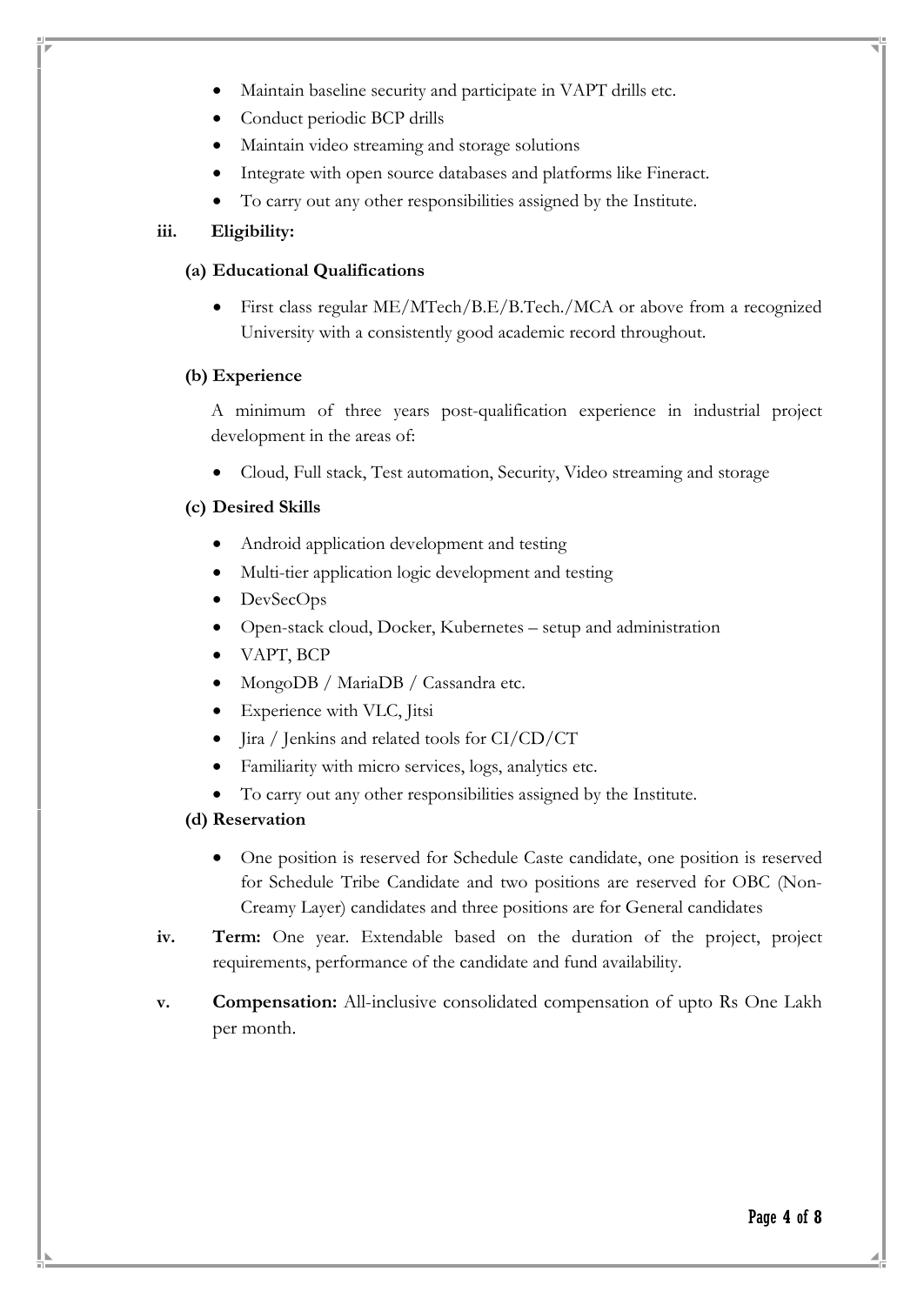- Maintain baseline security and participate in VAPT drills etc.
- Conduct periodic BCP drills
- Maintain video streaming and storage solutions
- Integrate with open source databases and platforms like Fineract.
- To carry out any other responsibilities assigned by the Institute.

**iii. Eligibility:**

**(a) Educational Qualifications**

- First class regular ME/MTech/B.E/B.Tech./MCA or above from a recognized University with a consistently good academic record throughout.

**(b) Experience**

A minimum of three years post-qualification experience in industrial project development in the areas of:

- Cloud, Full stack, Test automation, Security, Video streaming and storage

**(c) Desired Skills**

- Android application development and testing
- Multi-tier application logic development and testing
- DevSecOps
- Open-stack cloud, Docker, Kubernetes – setup and administration
- VAPT, BCP
- MongoDB / MariaDB / Cassandra etc.
- Experience with VLC, Jitsi
- Jira / Jenkins and related tools for CI/CD/CT
- Familiarity with micro services, logs, analytics etc.
- To carry out any other responsibilities assigned by the Institute.

**(d) Reservation**

- One position is reserved for Schedule Caste candidate, one position is reserved for Schedule Tribe Candidate and two positions are reserved for OBC (Non-Creamy Layer) candidates and three positions are for General candidates

**iv. Term:** One year. Extendable based on the duration of the project, project requirements, performance of the candidate and fund availability.

**v. Compensation:** All-inclusive consolidated compensation of upto Rs One Lakh per month.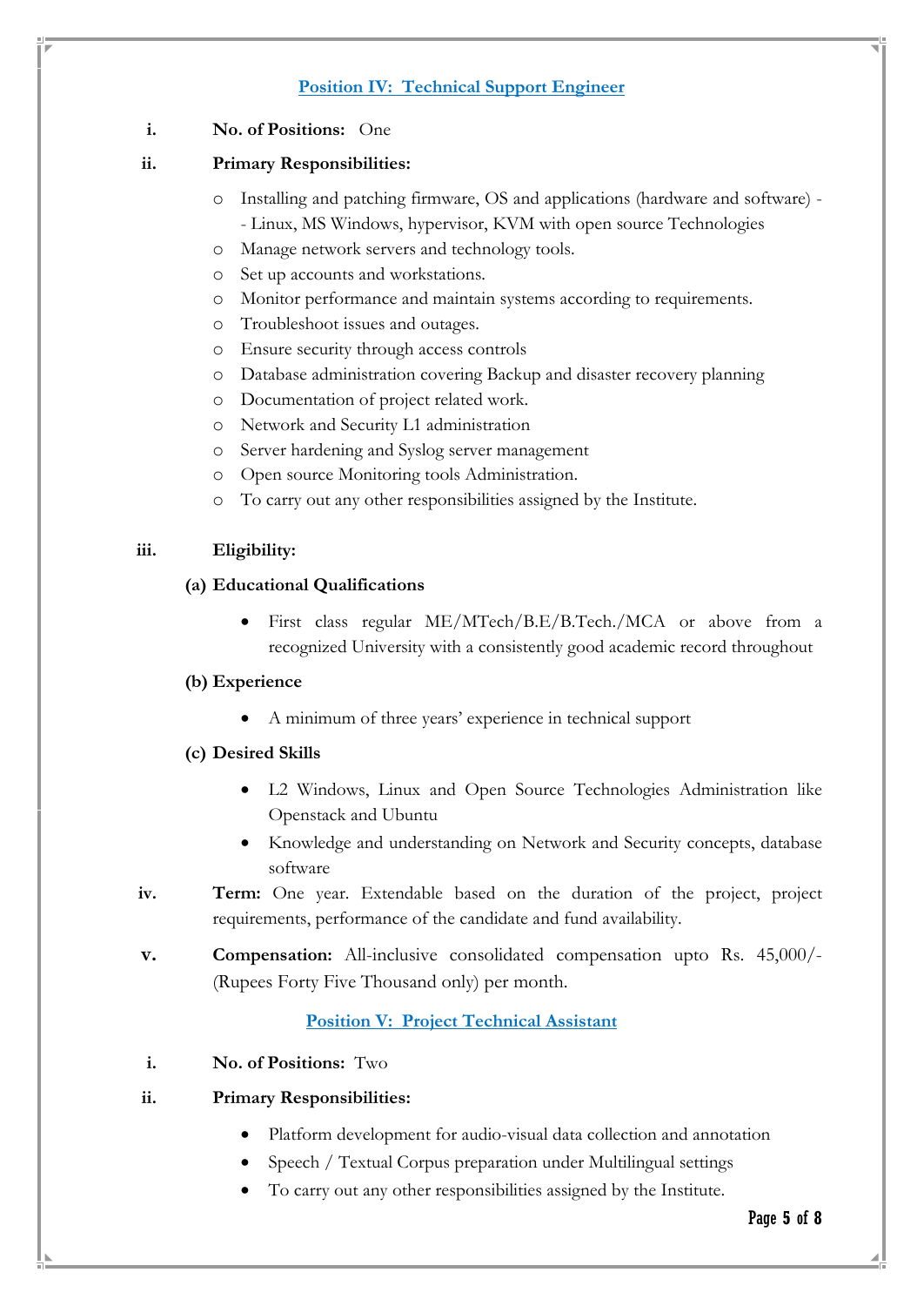## Position IV: Technical Support Engineer

**i. No. of Positions:** One

**ii. Primary Responsibilities:**

- Installing and patching firmware, OS and applications (hardware and software) -- Linux, MS Windows, hypervisor, KVM with open source Technologies
- Manage network servers and technology tools.
- Set up accounts and workstations.
- Monitor performance and maintain systems according to requirements.
- Troubleshoot issues and outages.
- Ensure security through access controls
- Database administration covering Backup and disaster recovery planning
- Documentation of project related work.
- Network and Security L1 administration
- Server hardening and Syslog server management
- Open source Monitoring tools Administration.
- To carry out any other responsibilities assigned by the Institute.

**iii. Eligibility:**

**(a) Educational Qualifications**

- First class regular ME/MTech/B.E/B.Tech./MCA or above from a recognized University with a consistently good academic record throughout

**(b) Experience**

- A minimum of three years' experience in technical support

**(c) Desired Skills**

- L2 Windows, Linux and Open Source Technologies Administration like Openstack and Ubuntu
- Knowledge and understanding on Network and Security concepts, database software

**iv. Term:** One year. Extendable based on the duration of the project, project requirements, performance of the candidate and fund availability.

**v. Compensation:** All-inclusive consolidated compensation upto Rs. 45,000/- (Rupees Forty Five Thousand only) per month.

## Position V: Project Technical Assistant

**i. No. of Positions:** Two

**ii. Primary Responsibilities:**

- Platform development for audio-visual data collection and annotation
- Speech / Textual Corpus preparation under Multilingual settings
- To carry out any other responsibilities assigned by the Institute.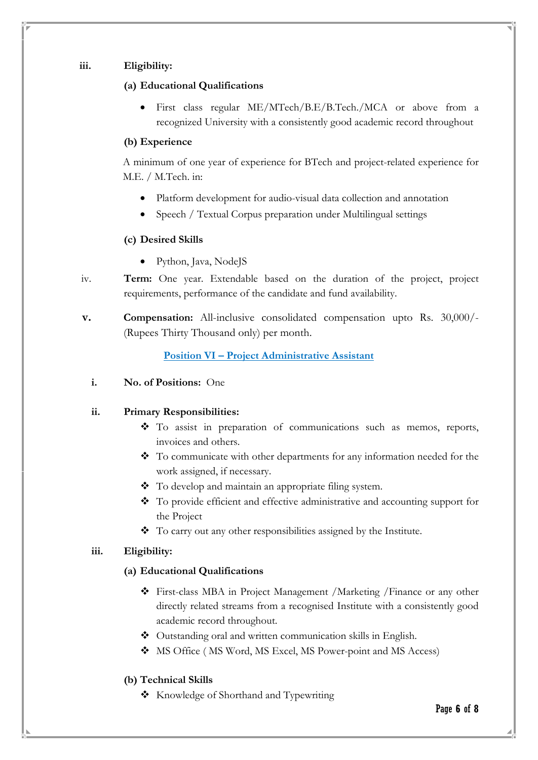**iii. Eligibility:**

**(a) Educational Qualifications**

- First class regular ME/MTech/B.E/B.Tech./MCA or above from a recognized University with a consistently good academic record throughout

**(b) Experience**

A minimum of one year of experience for BTech and project-related experience for M.E. / M.Tech. in:

- Platform development for audio-visual data collection and annotation
- Speech / Textual Corpus preparation under Multilingual settings

**(c) Desired Skills**

- Python, Java, NodeJS

iv. **Term:** One year. Extendable based on the duration of the project, project requirements, performance of the candidate and fund availability.

**v. Compensation:** All-inclusive consolidated compensation upto Rs. 30,000/- (Rupees Thirty Thousand only) per month.

## Position VI – Project Administrative Assistant

**i. No. of Positions:** One

**ii. Primary Responsibilities:**

- To assist in preparation of communications such as memos, reports, invoices and others.
- To communicate with other departments for any information needed for the work assigned, if necessary.
- To develop and maintain an appropriate filing system.
- To provide efficient and effective administrative and accounting support for the Project
- To carry out any other responsibilities assigned by the Institute.

**iii. Eligibility:**

**(a) Educational Qualifications**

- First-class MBA in Project Management /Marketing /Finance or any other directly related streams from a recognised Institute with a consistently good academic record throughout.
- Outstanding oral and written communication skills in English.
- MS Office ( MS Word, MS Excel, MS Power-point and MS Access)

**(b) Technical Skills**

- Knowledge of Shorthand and Typewriting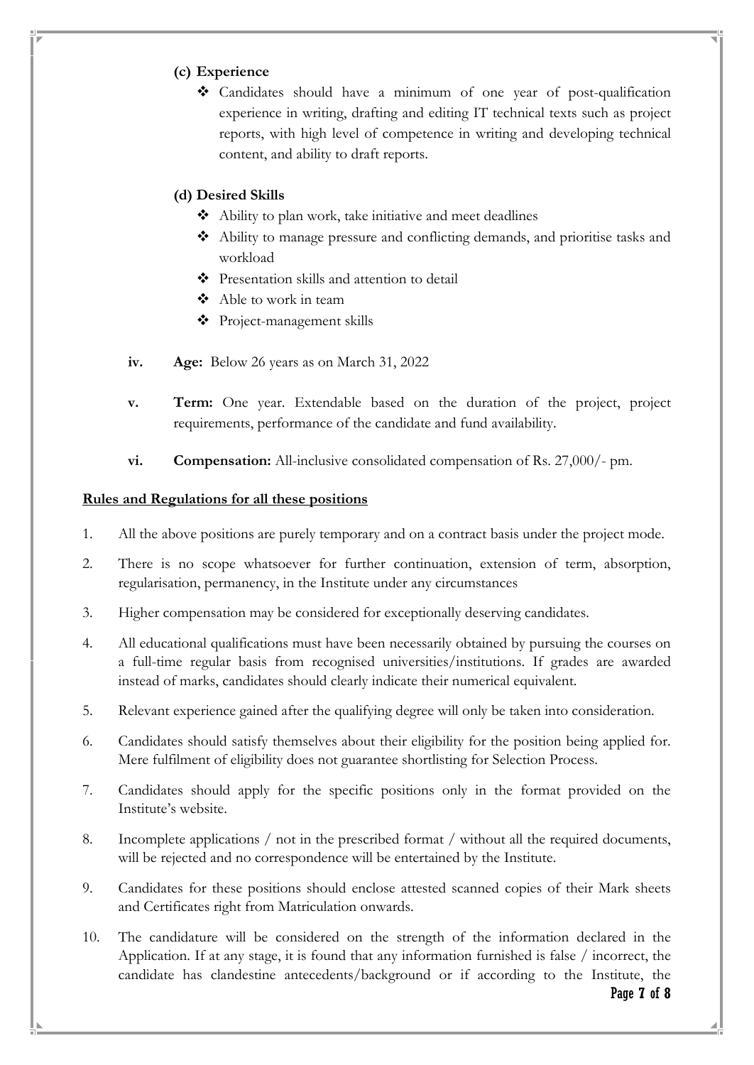**(c) Experience**

- Candidates should have a minimum of one year of post-qualification experience in writing, drafting and editing IT technical texts such as project reports, with high level of competence in writing and developing technical content, and ability to draft reports.

**(d) Desired Skills**

- Ability to plan work, take initiative and meet deadlines
- Ability to manage pressure and conflicting demands, and prioritise tasks and workload
- Presentation skills and attention to detail
- Able to work in team
- Project-management skills

**iv.** **Age:** Below 26 years as on March 31, 2022

**v.** **Term:** One year. Extendable based on the duration of the project, project requirements, performance of the candidate and fund availability.

**vi.** **Compensation:** All-inclusive consolidated compensation of Rs. 27,000/- pm.

**<u>Rules and Regulations for all these positions</u>**

1. All the above positions are purely temporary and on a contract basis under the project mode.
2. There is no scope whatsoever for further continuation, extension of term, absorption, regularisation, permanency, in the Institute under any circumstances
3. Higher compensation may be considered for exceptionally deserving candidates.
4. All educational qualifications must have been necessarily obtained by pursuing the courses on a full-time regular basis from recognised universities/institutions. If grades are awarded instead of marks, candidates should clearly indicate their numerical equivalent.
5. Relevant experience gained after the qualifying degree will only be taken into consideration.
6. Candidates should satisfy themselves about their eligibility for the position being applied for. Mere fulfilment of eligibility does not guarantee shortlisting for Selection Process.
7. Candidates should apply for the specific positions only in the format provided on the Institute's website.
8. Incomplete applications / not in the prescribed format / without all the required documents, will be rejected and no correspondence will be entertained by the Institute.
9. Candidates for these positions should enclose attested scanned copies of their Mark sheets and Certificates right from Matriculation onwards.
10. The candidature will be considered on the strength of the information declared in the Application. If at any stage, it is found that any information furnished is false / incorrect, the candidate has clandestine antecedents/background or if according to the Institute, the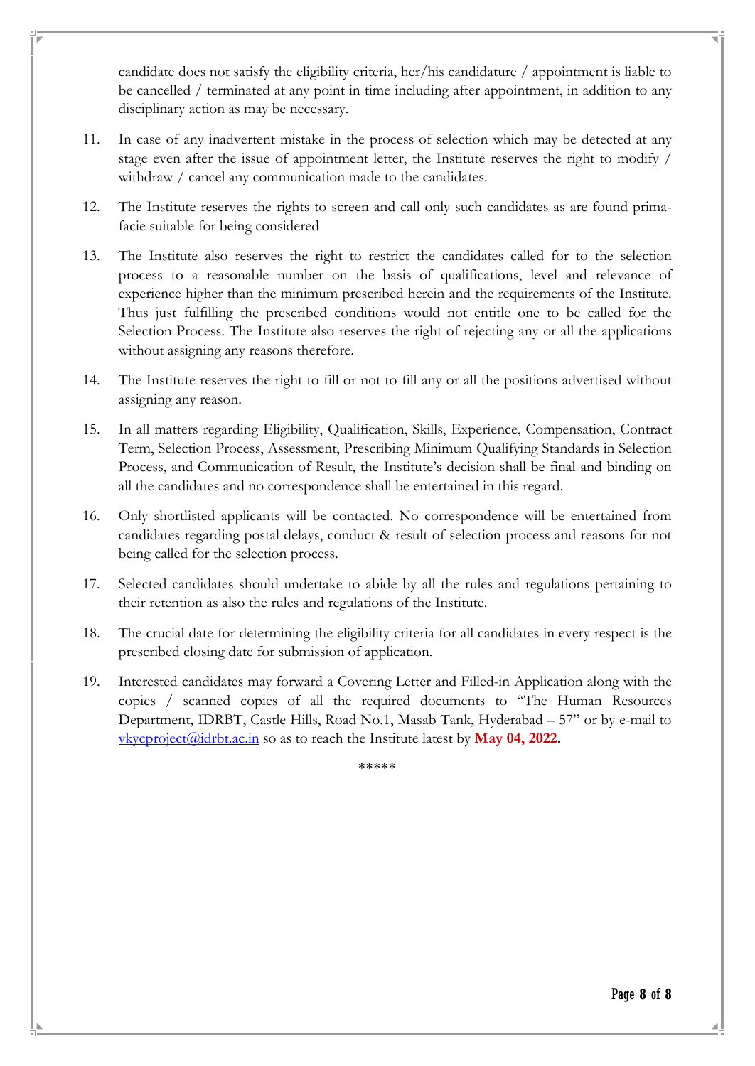candidate does not satisfy the eligibility criteria, her/his candidature / appointment is liable to be cancelled / terminated at any point in time including after appointment, in addition to any disciplinary action as may be necessary.

11. In case of any inadvertent mistake in the process of selection which may be detected at any stage even after the issue of appointment letter, the Institute reserves the right to modify / withdraw / cancel any communication made to the candidates.

12. The Institute reserves the rights to screen and call only such candidates as are found prima-facie suitable for being considered

13. The Institute also reserves the right to restrict the candidates called for to the selection process to a reasonable number on the basis of qualifications, level and relevance of experience higher than the minimum prescribed herein and the requirements of the Institute. Thus just fulfilling the prescribed conditions would not entitle one to be called for the Selection Process. The Institute also reserves the right of rejecting any or all the applications without assigning any reasons therefore.

14. The Institute reserves the right to fill or not to fill any or all the positions advertised without assigning any reason.

15. In all matters regarding Eligibility, Qualification, Skills, Experience, Compensation, Contract Term, Selection Process, Assessment, Prescribing Minimum Qualifying Standards in Selection Process, and Communication of Result, the Institute's decision shall be final and binding on all the candidates and no correspondence shall be entertained in this regard.

16. Only shortlisted applicants will be contacted. No correspondence will be entertained from candidates regarding postal delays, conduct & result of selection process and reasons for not being called for the selection process.

17. Selected candidates should undertake to abide by all the rules and regulations pertaining to their retention as also the rules and regulations of the Institute.

18. The crucial date for determining the eligibility criteria for all candidates in every respect is the prescribed closing date for submission of application.

19. Interested candidates may forward a Covering Letter and Filled-in Application along with the copies / scanned copies of all the required documents to "The Human Resources Department, IDRBT, Castle Hills, Road No.1, Masab Tank, Hyderabad – 57" or by e-mail to vkycproject@idrbt.ac.in so as to reach the Institute latest by **May 04, 2022.**

*****